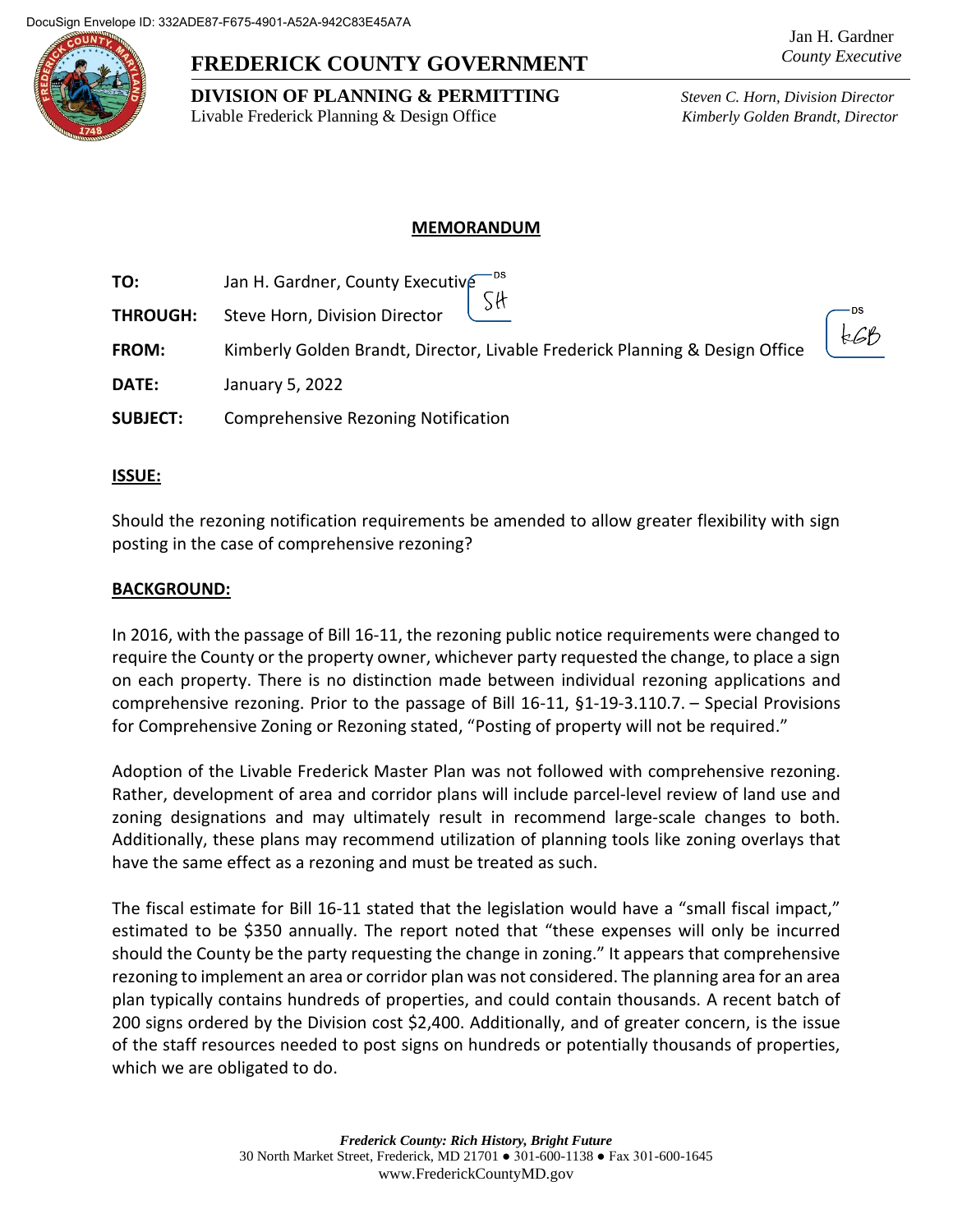DocuSign Envelope ID: 332ADE87-F675-4901-A52A-942C83E45A7A

Jan H. Gardner
*County Executive*

# FREDERICK COUNTY GOVERNMENT

**DIVISION OF PLANNING & PERMITTING**
Livable Frederick Planning & Design Office

*Steven C. Horn, Division Director*
*Kimberly Golden Brandt, Director*

## MEMORANDUM

**TO:** Jan H. Gardner, County Executive

**THROUGH:** Steve Horn, Division Director SH

**FROM:** Kimberly Golden Brandt, Director, Livable Frederick Planning & Design Office KGB

**DATE:** January 5, 2022

**SUBJECT:** Comprehensive Rezoning Notification

**ISSUE:**

Should the rezoning notification requirements be amended to allow greater flexibility with sign posting in the case of comprehensive rezoning?

**BACKGROUND:**

In 2016, with the passage of Bill 16-11, the rezoning public notice requirements were changed to require the County or the property owner, whichever party requested the change, to place a sign on each property. There is no distinction made between individual rezoning applications and comprehensive rezoning. Prior to the passage of Bill 16-11, §1-19-3.110.7. – Special Provisions for Comprehensive Zoning or Rezoning stated, "Posting of property will not be required."

Adoption of the Livable Frederick Master Plan was not followed with comprehensive rezoning. Rather, development of area and corridor plans will include parcel-level review of land use and zoning designations and may ultimately result in recommend large-scale changes to both. Additionally, these plans may recommend utilization of planning tools like zoning overlays that have the same effect as a rezoning and must be treated as such.

The fiscal estimate for Bill 16-11 stated that the legislation would have a "small fiscal impact," estimated to be $350 annually. The report noted that "these expenses will only be incurred should the County be the party requesting the change in zoning." It appears that comprehensive rezoning to implement an area or corridor plan was not considered. The planning area for an area plan typically contains hundreds of properties, and could contain thousands. A recent batch of 200 signs ordered by the Division cost $2,400. Additionally, and of greater concern, is the issue of the staff resources needed to post signs on hundreds or potentially thousands of properties, which we are obligated to do.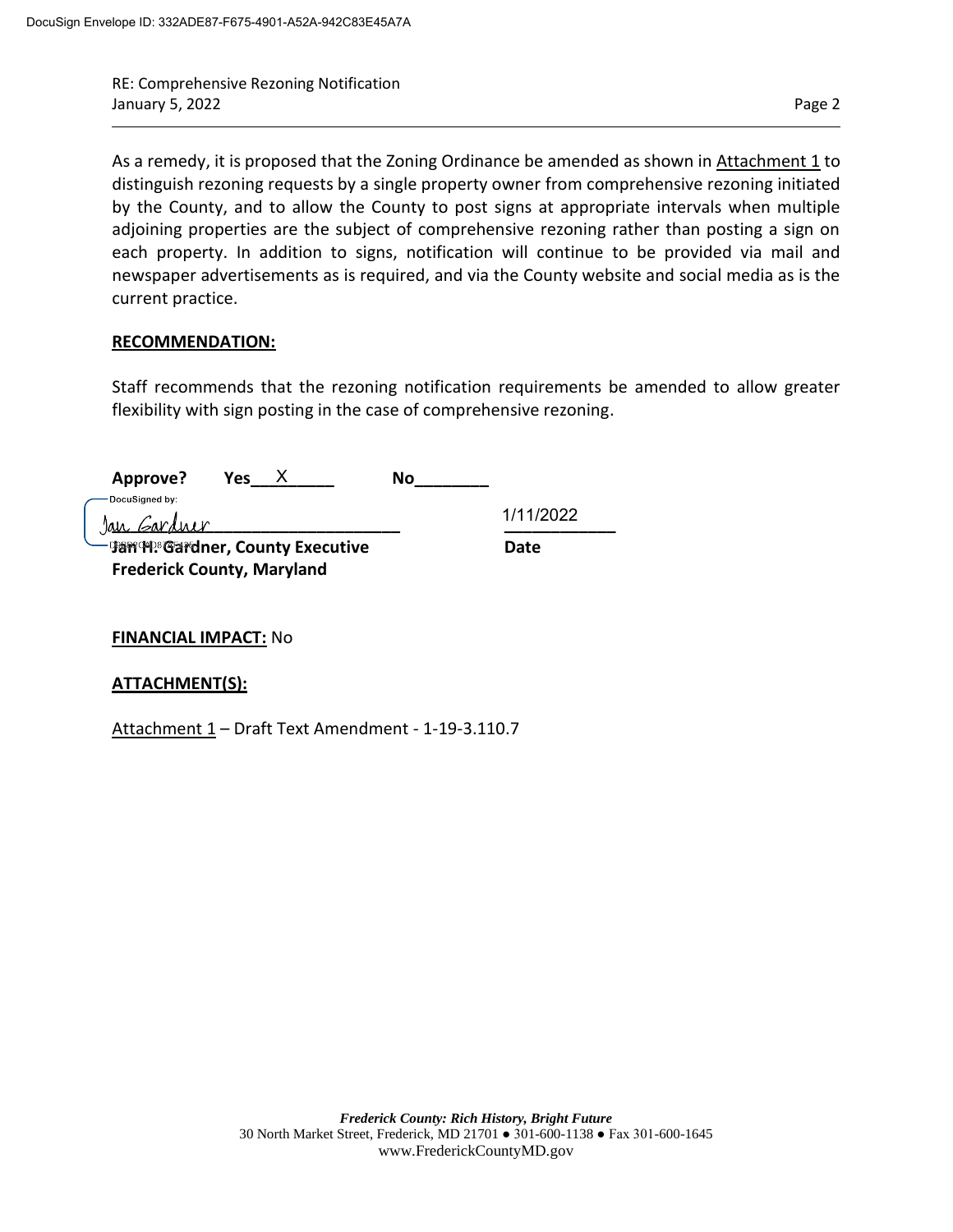RE: Comprehensive Rezoning Notification
January 5, 2022

As a remedy, it is proposed that the Zoning Ordinance be amended as shown in Attachment 1 to distinguish rezoning requests by a single property owner from comprehensive rezoning initiated by the County, and to allow the County to post signs at appropriate intervals when multiple adjoining properties are the subject of comprehensive rezoning rather than posting a sign on each property. In addition to signs, notification will continue to be provided via mail and newspaper advertisements as is required, and via the County website and social media as is the current practice.

**RECOMMENDATION:**

Staff recommends that the rezoning notification requirements be amended to allow greater flexibility with sign posting in the case of comprehensive rezoning.

**Approve?** **Yes**\_\_X\_\_\_\_\_ **No**\_\_\_\_\_\_\_\_

DocuSigned by:
Jan Gardner
**Jan H. Gardner, County Executive**
**Frederick County, Maryland**

1/11/2022
**Date**

**FINANCIAL IMPACT:** No

**ATTACHMENT(S):**

Attachment 1 – Draft Text Amendment - 1-19-3.110.7

*Frederick County: Rich History, Bright Future*
30 North Market Street, Frederick, MD 21701 ● 301-600-1138 ● Fax 301-600-1645
www.FrederickCountyMD.gov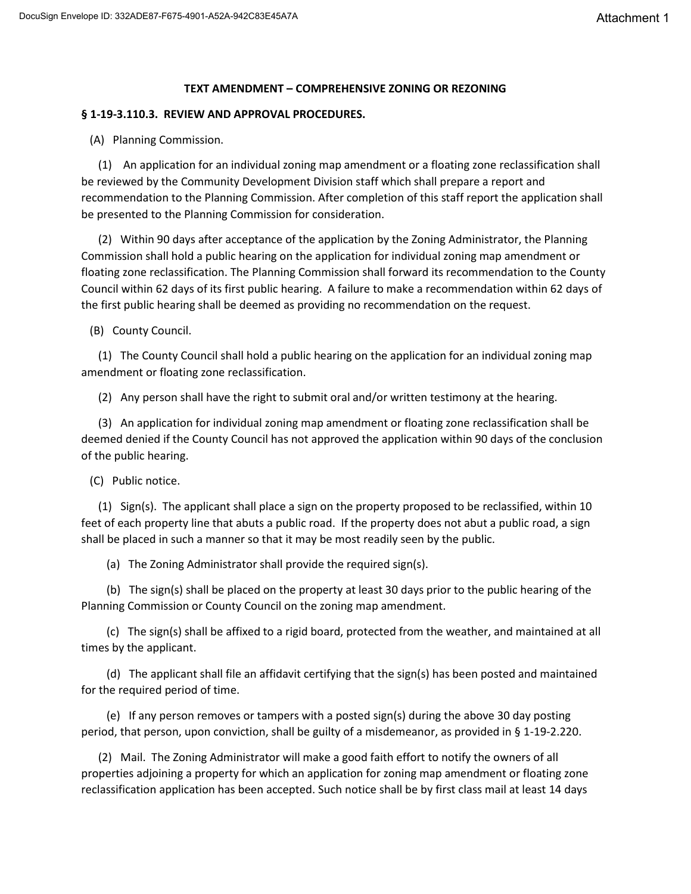**TEXT AMENDMENT – COMPREHENSIVE ZONING OR REZONING**

**§ 1-19-3.110.3. REVIEW AND APPROVAL PROCEDURES.**

(A) Planning Commission.

(1) An application for an individual zoning map amendment or a floating zone reclassification shall be reviewed by the Community Development Division staff which shall prepare a report and recommendation to the Planning Commission. After completion of this staff report the application shall be presented to the Planning Commission for consideration.

(2) Within 90 days after acceptance of the application by the Zoning Administrator, the Planning Commission shall hold a public hearing on the application for individual zoning map amendment or floating zone reclassification. The Planning Commission shall forward its recommendation to the County Council within 62 days of its first public hearing. A failure to make a recommendation within 62 days of the first public hearing shall be deemed as providing no recommendation on the request.

(B) County Council.

(1) The County Council shall hold a public hearing on the application for an individual zoning map amendment or floating zone reclassification.

(2) Any person shall have the right to submit oral and/or written testimony at the hearing.

(3) An application for individual zoning map amendment or floating zone reclassification shall be deemed denied if the County Council has not approved the application within 90 days of the conclusion of the public hearing.

(C) Public notice.

(1) Sign(s). The applicant shall place a sign on the property proposed to be reclassified, within 10 feet of each property line that abuts a public road. If the property does not abut a public road, a sign shall be placed in such a manner so that it may be most readily seen by the public.

(a) The Zoning Administrator shall provide the required sign(s).

(b) The sign(s) shall be placed on the property at least 30 days prior to the public hearing of the Planning Commission or County Council on the zoning map amendment.

(c) The sign(s) shall be affixed to a rigid board, protected from the weather, and maintained at all times by the applicant.

(d) The applicant shall file an affidavit certifying that the sign(s) has been posted and maintained for the required period of time.

(e) If any person removes or tampers with a posted sign(s) during the above 30 day posting period, that person, upon conviction, shall be guilty of a misdemeanor, as provided in § 1-19-2.220.

(2) Mail. The Zoning Administrator will make a good faith effort to notify the owners of all properties adjoining a property for which an application for zoning map amendment or floating zone reclassification application has been accepted. Such notice shall be by first class mail at least 14 days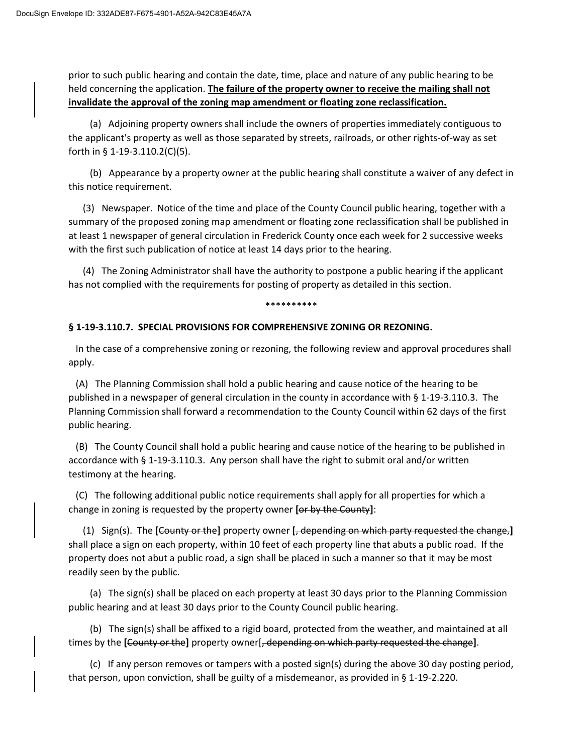prior to such public hearing and contain the date, time, place and nature of any public hearing to be held concerning the application. **<u>The failure of the property owner to receive the mailing shall not invalidate the approval of the zoning map amendment or floating zone reclassification.</u>**

(a) Adjoining property owners shall include the owners of properties immediately contiguous to the applicant's property as well as those separated by streets, railroads, or other rights-of-way as set forth in § 1-19-3.110.2(C)(5).

(b) Appearance by a property owner at the public hearing shall constitute a waiver of any defect in this notice requirement.

(3) Newspaper. Notice of the time and place of the County Council public hearing, together with a summary of the proposed zoning map amendment or floating zone reclassification shall be published in at least 1 newspaper of general circulation in Frederick County once each week for 2 successive weeks with the first such publication of notice at least 14 days prior to the hearing.

(4) The Zoning Administrator shall have the authority to postpone a public hearing if the applicant has not complied with the requirements for posting of property as detailed in this section.

**********

**§ 1-19-3.110.7. SPECIAL PROVISIONS FOR COMPREHENSIVE ZONING OR REZONING.**

In the case of a comprehensive zoning or rezoning, the following review and approval procedures shall apply.

(A) The Planning Commission shall hold a public hearing and cause notice of the hearing to be published in a newspaper of general circulation in the county in accordance with § 1-19-3.110.3. The Planning Commission shall forward a recommendation to the County Council within 62 days of the first public hearing.

(B) The County Council shall hold a public hearing and cause notice of the hearing to be published in accordance with § 1-19-3.110.3. Any person shall have the right to submit oral and/or written testimony at the hearing.

(C) The following additional public notice requirements shall apply for all properties for which a change in zoning is requested by the property owner **[**~~or by the County~~**]**:

(1) Sign(s). The **[**~~County or the~~**]** property owner **[**~~, depending on which party requested the change,~~**]** shall place a sign on each property, within 10 feet of each property line that abuts a public road. If the property does not abut a public road, a sign shall be placed in such a manner so that it may be most readily seen by the public.

(a) The sign(s) shall be placed on each property at least 30 days prior to the Planning Commission public hearing and at least 30 days prior to the County Council public hearing.

(b) The sign(s) shall be affixed to a rigid board, protected from the weather, and maintained at all times by the **[**~~County or the~~**]** property owner[~~, depending on which party requested the change~~**]**.

(c) If any person removes or tampers with a posted sign(s) during the above 30 day posting period, that person, upon conviction, shall be guilty of a misdemeanor, as provided in § 1-19-2.220.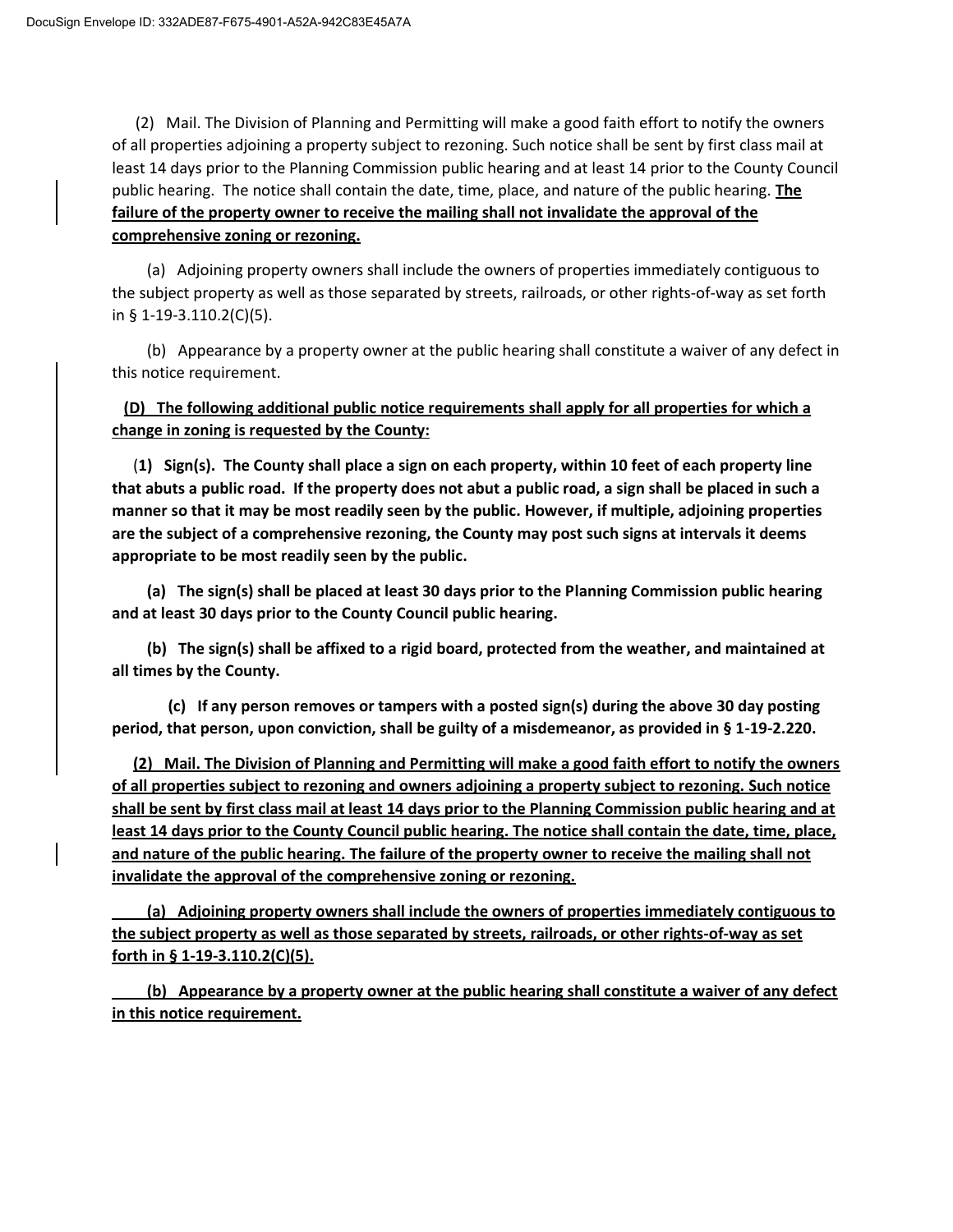(2) Mail. The Division of Planning and Permitting will make a good faith effort to notify the owners of all properties adjoining a property subject to rezoning. Such notice shall be sent by first class mail at least 14 days prior to the Planning Commission public hearing and at least 14 prior to the County Council public hearing. The notice shall contain the date, time, place, and nature of the public hearing. **The failure of the property owner to receive the mailing shall not invalidate the approval of the comprehensive zoning or rezoning.**

(a) Adjoining property owners shall include the owners of properties immediately contiguous to the subject property as well as those separated by streets, railroads, or other rights-of-way as set forth in § 1-19-3.110.2(C)(5).

(b) Appearance by a property owner at the public hearing shall constitute a waiver of any defect in this notice requirement.

**(D) The following additional public notice requirements shall apply for all properties for which a change in zoning is requested by the County:**

**(1) Sign(s). The County shall place a sign on each property, within 10 feet of each property line that abuts a public road. If the property does not abut a public road, a sign shall be placed in such a manner so that it may be most readily seen by the public. However, if multiple, adjoining properties are the subject of a comprehensive rezoning, the County may post such signs at intervals it deems appropriate to be most readily seen by the public.**

**(a) The sign(s) shall be placed at least 30 days prior to the Planning Commission public hearing and at least 30 days prior to the County Council public hearing.**

**(b) The sign(s) shall be affixed to a rigid board, protected from the weather, and maintained at all times by the County.**

**(c) If any person removes or tampers with a posted sign(s) during the above 30 day posting period, that person, upon conviction, shall be guilty of a misdemeanor, as provided in § 1-19-2.220.**

**(2) Mail. The Division of Planning and Permitting will make a good faith effort to notify the owners of all properties subject to rezoning and owners adjoining a property subject to rezoning. Such notice shall be sent by first class mail at least 14 days prior to the Planning Commission public hearing and at least 14 days prior to the County Council public hearing. The notice shall contain the date, time, place, and nature of the public hearing. The failure of the property owner to receive the mailing shall not invalidate the approval of the comprehensive zoning or rezoning.**

**(a) Adjoining property owners shall include the owners of properties immediately contiguous to the subject property as well as those separated by streets, railroads, or other rights-of-way as set forth in § 1-19-3.110.2(C)(5).**

**(b) Appearance by a property owner at the public hearing shall constitute a waiver of any defect in this notice requirement.**